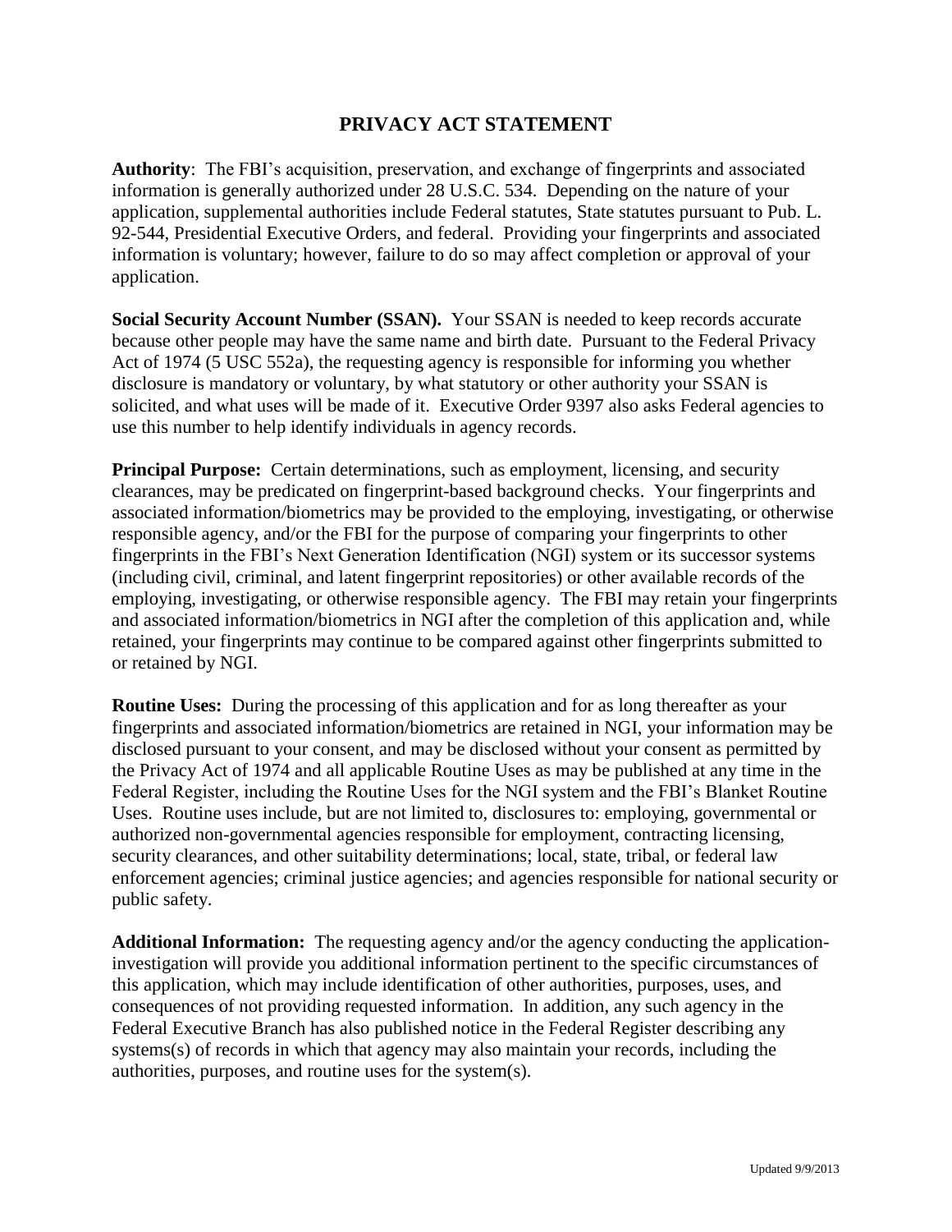# PRIVACY ACT STATEMENT

**Authority**: The FBI's acquisition, preservation, and exchange of fingerprints and associated information is generally authorized under 28 U.S.C. 534. Depending on the nature of your application, supplemental authorities include Federal statutes, State statutes pursuant to Pub. L. 92-544, Presidential Executive Orders, and federal. Providing your fingerprints and associated information is voluntary; however, failure to do so may affect completion or approval of your application.

**Social Security Account Number (SSAN).** Your SSAN is needed to keep records accurate because other people may have the same name and birth date. Pursuant to the Federal Privacy Act of 1974 (5 USC 552a), the requesting agency is responsible for informing you whether disclosure is mandatory or voluntary, by what statutory or other authority your SSAN is solicited, and what uses will be made of it. Executive Order 9397 also asks Federal agencies to use this number to help identify individuals in agency records.

**Principal Purpose:** Certain determinations, such as employment, licensing, and security clearances, may be predicated on fingerprint-based background checks. Your fingerprints and associated information/biometrics may be provided to the employing, investigating, or otherwise responsible agency, and/or the FBI for the purpose of comparing your fingerprints to other fingerprints in the FBI's Next Generation Identification (NGI) system or its successor systems (including civil, criminal, and latent fingerprint repositories) or other available records of the employing, investigating, or otherwise responsible agency. The FBI may retain your fingerprints and associated information/biometrics in NGI after the completion of this application and, while retained, your fingerprints may continue to be compared against other fingerprints submitted to or retained by NGI.

**Routine Uses:** During the processing of this application and for as long thereafter as your fingerprints and associated information/biometrics are retained in NGI, your information may be disclosed pursuant to your consent, and may be disclosed without your consent as permitted by the Privacy Act of 1974 and all applicable Routine Uses as may be published at any time in the Federal Register, including the Routine Uses for the NGI system and the FBI's Blanket Routine Uses. Routine uses include, but are not limited to, disclosures to: employing, governmental or authorized non-governmental agencies responsible for employment, contracting licensing, security clearances, and other suitability determinations; local, state, tribal, or federal law enforcement agencies; criminal justice agencies; and agencies responsible for national security or public safety.

**Additional Information:** The requesting agency and/or the agency conducting the application-investigation will provide you additional information pertinent to the specific circumstances of this application, which may include identification of other authorities, purposes, uses, and consequences of not providing requested information. In addition, any such agency in the Federal Executive Branch has also published notice in the Federal Register describing any systems(s) of records in which that agency may also maintain your records, including the authorities, purposes, and routine uses for the system(s).

Updated 9/9/2013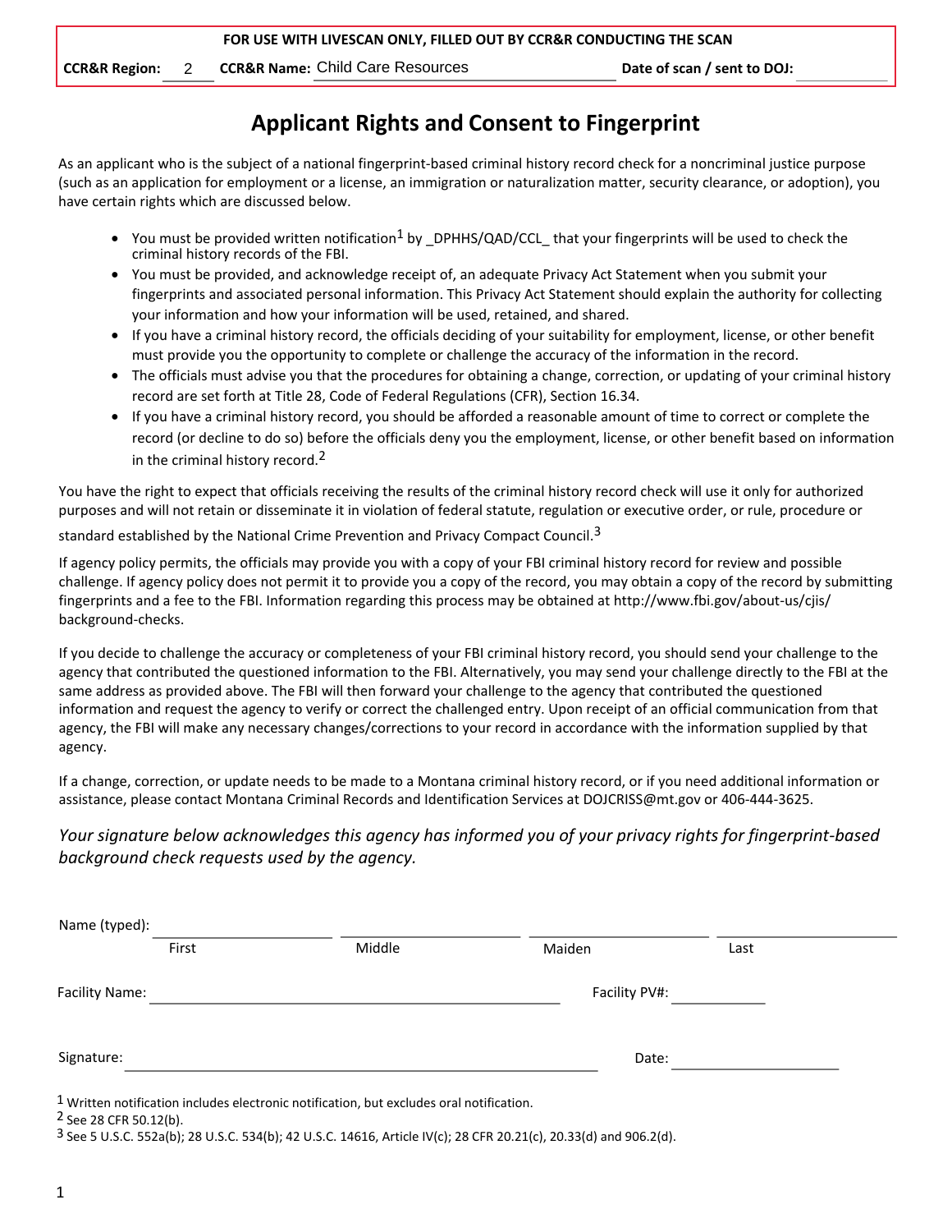**FOR USE WITH LIVESCAN ONLY, FILLED OUT BY CCR&R CONDUCTING THE SCAN**

**CCR&R Region:** 2 **CCR&R Name:** Child Care Resources **Date of scan / sent to DOJ:** ____________

# Applicant Rights and Consent to Fingerprint

As an applicant who is the subject of a national fingerprint-based criminal history record check for a noncriminal justice purpose (such as an application for employment or a license, an immigration or naturalization matter, security clearance, or adoption), you have certain rights which are discussed below.

- You must be provided written notification[1] by _DPHHS/QAD/CCL_ that your fingerprints will be used to check the criminal history records of the FBI.
- You must be provided, and acknowledge receipt of, an adequate Privacy Act Statement when you submit your fingerprints and associated personal information. This Privacy Act Statement should explain the authority for collecting your information and how your information will be used, retained, and shared.
- If you have a criminal history record, the officials deciding of your suitability for employment, license, or other benefit must provide you the opportunity to complete or challenge the accuracy of the information in the record.
- The officials must advise you that the procedures for obtaining a change, correction, or updating of your criminal history record are set forth at Title 28, Code of Federal Regulations (CFR), Section 16.34.
- If you have a criminal history record, you should be afforded a reasonable amount of time to correct or complete the record (or decline to do so) before the officials deny you the employment, license, or other benefit based on information in the criminal history record.[2]

You have the right to expect that officials receiving the results of the criminal history record check will use it only for authorized purposes and will not retain or disseminate it in violation of federal statute, regulation or executive order, or rule, procedure or standard established by the National Crime Prevention and Privacy Compact Council.[3]

If agency policy permits, the officials may provide you with a copy of your FBI criminal history record for review and possible challenge. If agency policy does not permit it to provide you a copy of the record, you may obtain a copy of the record by submitting fingerprints and a fee to the FBI. Information regarding this process may be obtained at http://www.fbi.gov/about-us/cjis/background-checks.

If you decide to challenge the accuracy or completeness of your FBI criminal history record, you should send your challenge to the agency that contributed the questioned information to the FBI. Alternatively, you may send your challenge directly to the FBI at the same address as provided above. The FBI will then forward your challenge to the agency that contributed the questioned information and request the agency to verify or correct the challenged entry. Upon receipt of an official communication from that agency, the FBI will make any necessary changes/corrections to your record in accordance with the information supplied by that agency.

If a change, correction, or update needs to be made to a Montana criminal history record, or if you need additional information or assistance, please contact Montana Criminal Records and Identification Services at DOJCRISS@mt.gov or 406-444-3625.

*Your signature below acknowledges this agency has informed you of your privacy rights for fingerprint-based background check requests used by the agency.*

Name (typed): ____________ First ____________ Middle ____________ Maiden ____________ Last

Facility Name: ______________________________ Facility PV#: ____________

Signature: ______________________________ Date: ____________

[1] Written notification includes electronic notification, but excludes oral notification.
[2] See 28 CFR 50.12(b).
[3] See 5 U.S.C. 552a(b); 28 U.S.C. 534(b); 42 U.S.C. 14616, Article IV(c); 28 CFR 20.21(c), 20.33(d) and 906.2(d).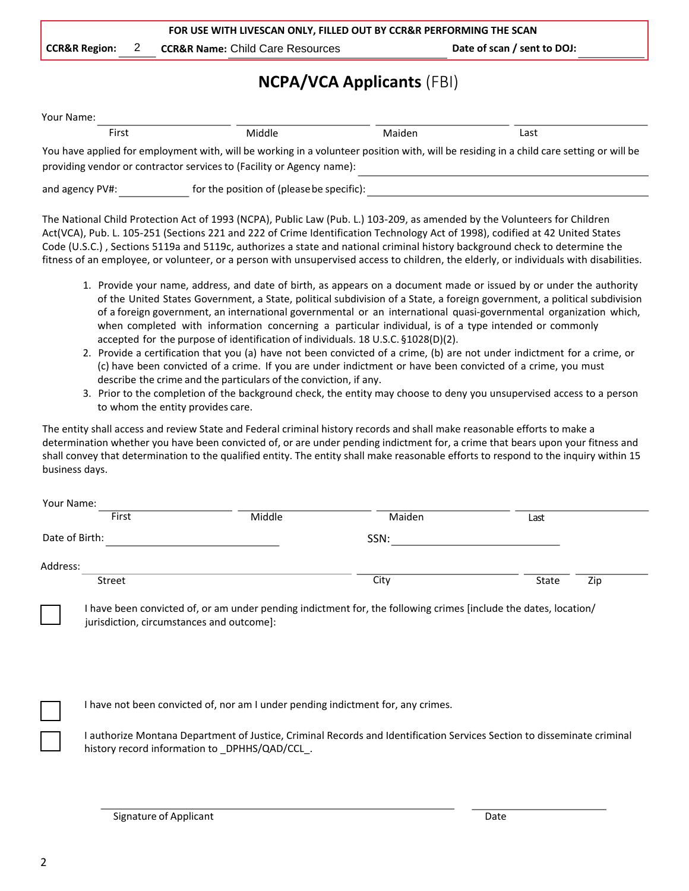**FOR USE WITH LIVESCAN ONLY, FILLED OUT BY CCR&R PERFORMING THE SCAN**

**CCR&R Region:** 2 **CCR&R Name:** Child Care Resources **Date of scan / sent to DOJ:** ___________

# NCPA/VCA Applicants (FBI)

Your Name: ____________________ ____________________ ____________________ ____________________
First Middle Maiden Last

You have applied for employment with, will be working in a volunteer position with, will be residing in a child care setting or will be providing vendor or contractor services to (Facility or Agency name): ______________________________

and agency PV#: ____________ for the position of (please be specific): ______________________________

The National Child Protection Act of 1993 (NCPA), Public Law (Pub. L.) 103-209, as amended by the Volunteers for Children Act(VCA), Pub. L. 105-251 (Sections 221 and 222 of Crime Identification Technology Act of 1998), codified at 42 United States Code (U.S.C.) , Sections 5119a and 5119c, authorizes a state and national criminal history background check to determine the fitness of an employee, or volunteer, or a person with unsupervised access to children, the elderly, or individuals with disabilities.

1. Provide your name, address, and date of birth, as appears on a document made or issued by or under the authority of the United States Government, a State, political subdivision of a State, a foreign government, a political subdivision of a foreign government, an international governmental or an international quasi-governmental organization which, when completed with information concerning a particular individual, is of a type intended or commonly accepted for the purpose of identification of individuals. 18 U.S.C. §1028(D)(2).
2. Provide a certification that you (a) have not been convicted of a crime, (b) are not under indictment for a crime, or (c) have been convicted of a crime. If you are under indictment or have been convicted of a crime, you must describe the crime and the particulars of the conviction, if any.
3. Prior to the completion of the background check, the entity may choose to deny you unsupervised access to a person to whom the entity provides care.

The entity shall access and review State and Federal criminal history records and shall make reasonable efforts to make a determination whether you have been convicted of, or are under pending indictment for, a crime that bears upon your fitness and shall convey that determination to the qualified entity. The entity shall make reasonable efforts to respond to the inquiry within 15 business days.

Your Name: ____________________ ____________________ ____________________ ____________________
First Middle Maiden Last

Date of Birth: ______________________ SSN: ______________________

Address: ______________________________ ____________________ ________ ________
Street City State Zip

☐ I have been convicted of, or am under pending indictment for, the following crimes [include the dates, location/ jurisdiction, circumstances and outcome]:

☐ I have not been convicted of, nor am I under pending indictment for, any crimes.

☐ I authorize Montana Department of Justice, Criminal Records and Identification Services Section to disseminate criminal history record information to _DPHHS/QAD/CCL_.

______________________________________ ____________________
Signature of Applicant Date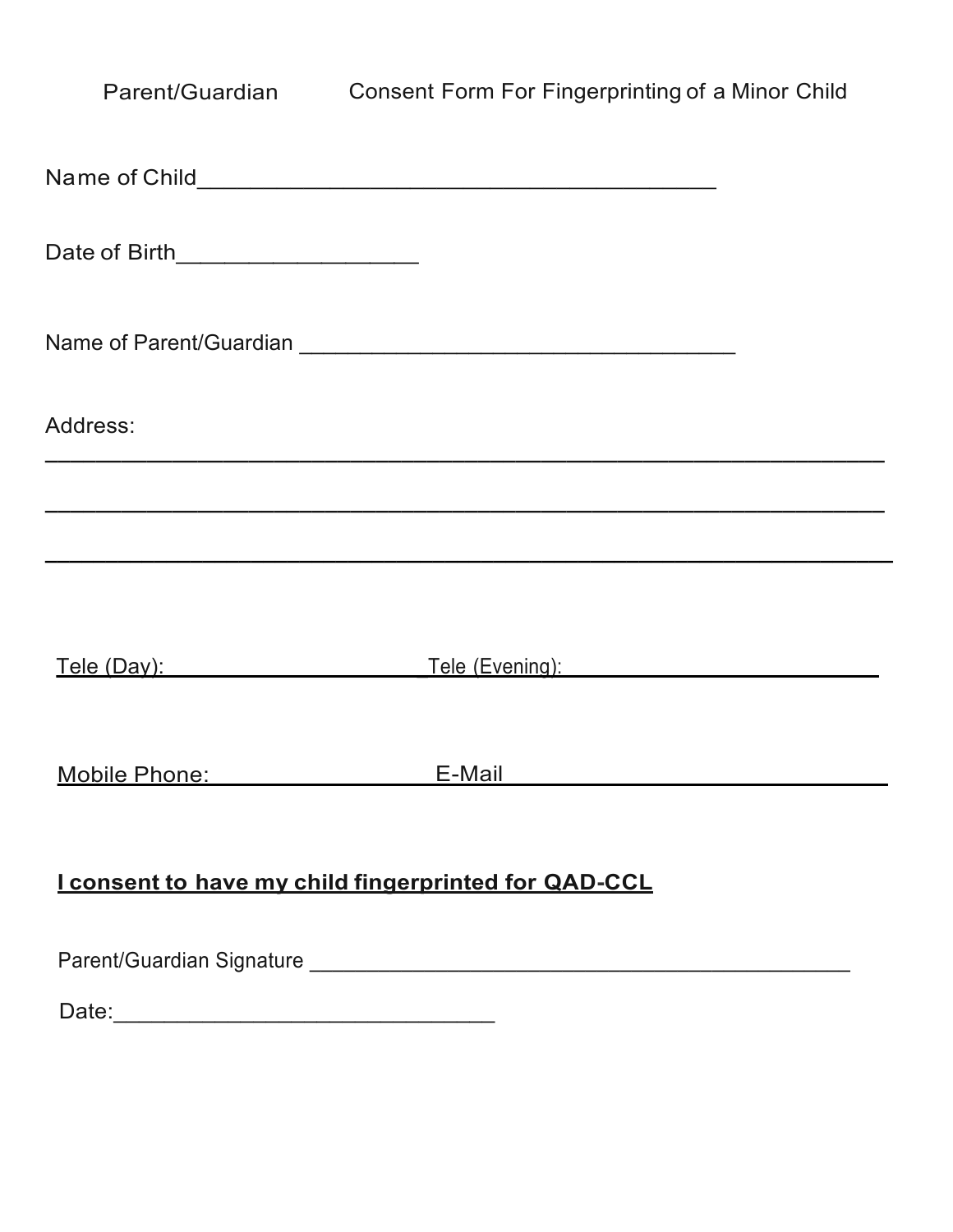Parent/Guardian Consent Form For Fingerprinting of a Minor Child

Name of Child________________________________________

Date of Birth__________________

Name of Parent/Guardian __________________________________

Address:

____________________________________________________________

____________________________________________________________

____________________________________________________________

Tele (Day):_______________________ Tele (Evening):___________________________

Mobile Phone:__________________ E-Mail________________________________

**I consent to have my child fingerprinted for QAD-CCL**

Parent/Guardian Signature ___________________________________________

Date:_____________________________